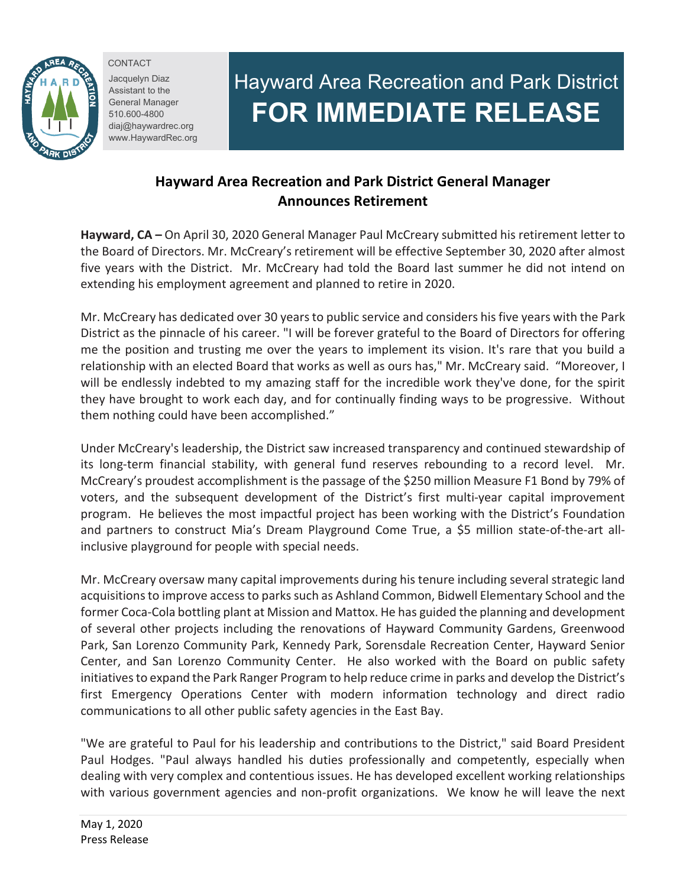CONTACT
Jacquelyn Diaz
Assistant to the General Manager
510.600-4800
diaj@haywardrec.org
www.HaywardRec.org

# Hayward Area Recreation and Park District FOR IMMEDIATE RELEASE

## Hayward Area Recreation and Park District General Manager Announces Retirement

**Hayward, CA –** On April 30, 2020 General Manager Paul McCreary submitted his retirement letter to the Board of Directors. Mr. McCreary's retirement will be effective September 30, 2020 after almost five years with the District. Mr. McCreary had told the Board last summer he did not intend on extending his employment agreement and planned to retire in 2020.

Mr. McCreary has dedicated over 30 years to public service and considers his five years with the Park District as the pinnacle of his career. "I will be forever grateful to the Board of Directors for offering me the position and trusting me over the years to implement its vision. It's rare that you build a relationship with an elected Board that works as well as ours has," Mr. McCreary said. "Moreover, I will be endlessly indebted to my amazing staff for the incredible work they've done, for the spirit they have brought to work each day, and for continually finding ways to be progressive. Without them nothing could have been accomplished."

Under McCreary's leadership, the District saw increased transparency and continued stewardship of its long-term financial stability, with general fund reserves rebounding to a record level. Mr. McCreary's proudest accomplishment is the passage of the $250 million Measure F1 Bond by 79% of voters, and the subsequent development of the District's first multi-year capital improvement program. He believes the most impactful project has been working with the District's Foundation and partners to construct Mia's Dream Playground Come True, a $5 million state-of-the-art all-inclusive playground for people with special needs.

Mr. McCreary oversaw many capital improvements during his tenure including several strategic land acquisitions to improve access to parks such as Ashland Common, Bidwell Elementary School and the former Coca-Cola bottling plant at Mission and Mattox. He has guided the planning and development of several other projects including the renovations of Hayward Community Gardens, Greenwood Park, San Lorenzo Community Park, Kennedy Park, Sorensdale Recreation Center, Hayward Senior Center, and San Lorenzo Community Center. He also worked with the Board on public safety initiatives to expand the Park Ranger Program to help reduce crime in parks and develop the District's first Emergency Operations Center with modern information technology and direct radio communications to all other public safety agencies in the East Bay.

"We are grateful to Paul for his leadership and contributions to the District," said Board President Paul Hodges. "Paul always handled his duties professionally and competently, especially when dealing with very complex and contentious issues. He has developed excellent working relationships with various government agencies and non-profit organizations. We know he will leave the next

May 1, 2020
Press Release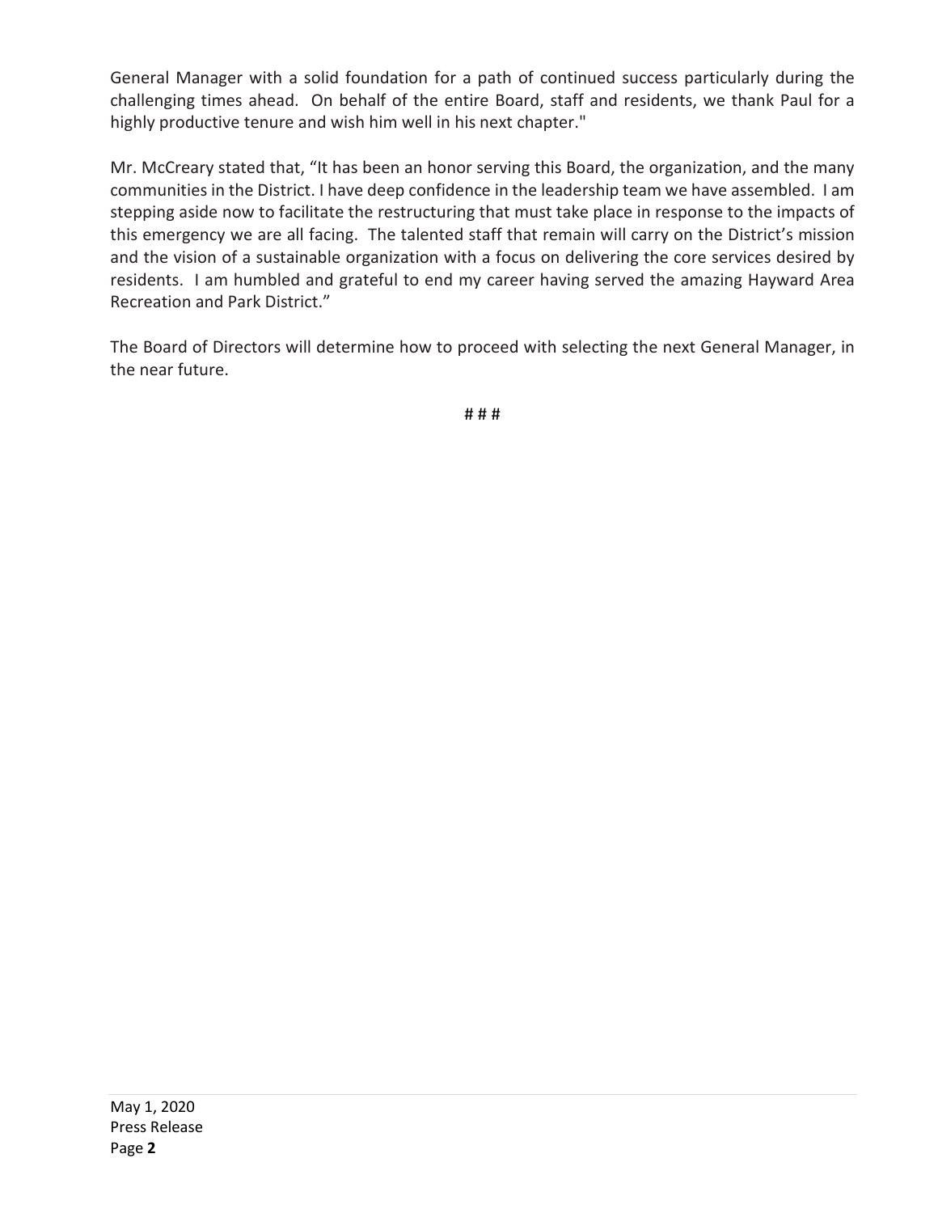General Manager with a solid foundation for a path of continued success particularly during the challenging times ahead. On behalf of the entire Board, staff and residents, we thank Paul for a highly productive tenure and wish him well in his next chapter."

Mr. McCreary stated that, "It has been an honor serving this Board, the organization, and the many communities in the District. I have deep confidence in the leadership team we have assembled. I am stepping aside now to facilitate the restructuring that must take place in response to the impacts of this emergency we are all facing. The talented staff that remain will carry on the District's mission and the vision of a sustainable organization with a focus on delivering the core services desired by residents. I am humbled and grateful to end my career having served the amazing Hayward Area Recreation and Park District."

The Board of Directors will determine how to proceed with selecting the next General Manager, in the near future.

# # #